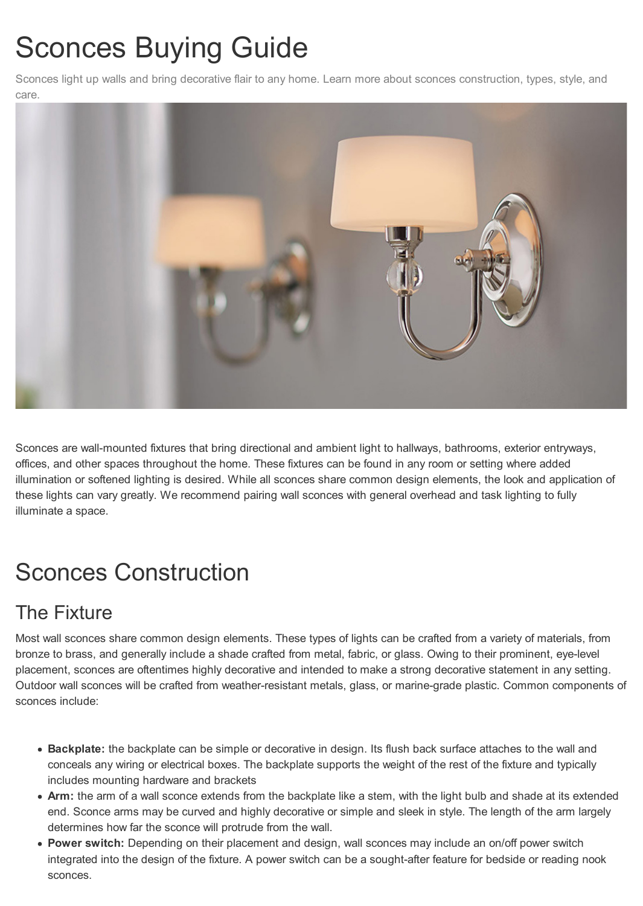# Sconces Buying Guide

Sconces light up walls and bring decorative flair to any home. Learn more about sconces construction, types, style, and care.

Sconces are wall-mounted fixtures that bring directional and ambient light to hallways, bathrooms, exterior entryways, offices, and other spaces throughout the home. These fixtures can be found in any room or setting where added illumination or softened lighting is desired. While all sconces share common design elements, the look and application of these lights can vary greatly. We recommend pairing wall sconces with general overhead and task lighting to fully illuminate a space.

# Sconces Construction

## The Fixture

Most wall sconces share common design elements. These types of lights can be crafted from a variety of materials, from bronze to brass, and generally include a shade crafted from metal, fabric, or glass. Owing to their prominent, eye-level placement, sconces are oftentimes highly decorative and intended to make a strong decorative statement in any setting. Outdoor wall sconces will be crafted from weather-resistant metals, glass, or marine-grade plastic. Common components of sconces include:

- **Backplate:** the backplate can be simple or decorative in design. Its flush back surface attaches to the wall and conceals any wiring or electrical boxes. The backplate supports the weight of the rest of the fixture and typically includes mounting hardware and brackets
- **Arm:** the arm of a wall sconce extends from the backplate like a stem, with the light bulb and shade at its extended end. Sconce arms may be curved and highly decorative or simple and sleek in style. The length of the arm largely determines how far the sconce will protrude from the wall.
- **Power switch:** Depending on their placement and design, wall sconces may include an on/off power switch integrated into the design of the fixture. A power switch can be a sought-after feature for bedside or reading nook sconces.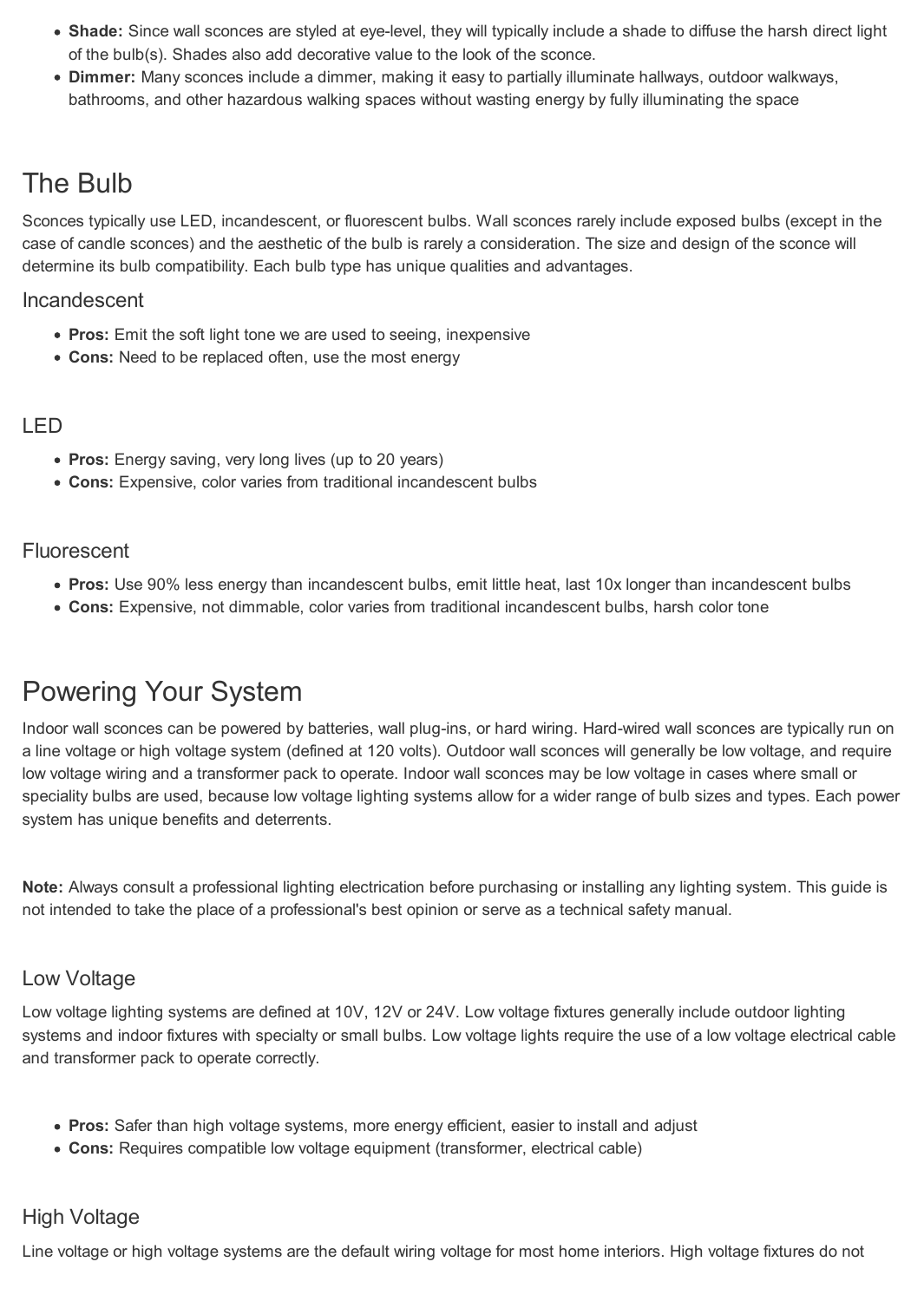- **Shade:** Since wall sconces are styled at eye-level, they will typically include a shade to diffuse the harsh direct light of the bulb(s). Shades also add decorative value to the look of the sconce.
- **Dimmer:** Many sconces include a dimmer, making it easy to partially illuminate hallways, outdoor walkways, bathrooms, and other hazardous walking spaces without wasting energy by fully illuminating the space

# The Bulb

Sconces typically use LED, incandescent, or fluorescent bulbs. Wall sconces rarely include exposed bulbs (except in the case of candle sconces) and the aesthetic of the bulb is rarely a consideration. The size and design of the sconce will determine its bulb compatibility. Each bulb type has unique qualities and advantages.

## Incandescent

- **Pros:** Emit the soft light tone we are used to seeing, inexpensive
- **Cons:** Need to be replaced often, use the most energy

## LED

- **Pros:** Energy saving, very long lives (up to 20 years)
- **Cons:** Expensive, color varies from traditional incandescent bulbs

## Fluorescent

- **Pros:** Use 90% less energy than incandescent bulbs, emit little heat, last 10x longer than incandescent bulbs
- **Cons:** Expensive, not dimmable, color varies from traditional incandescent bulbs, harsh color tone

# Powering Your System

Indoor wall sconces can be powered by batteries, wall plug-ins, or hard wiring. Hard-wired wall sconces are typically run on a line voltage or high voltage system (defined at 120 volts). Outdoor wall sconces will generally be low voltage, and require low voltage wiring and a transformer pack to operate. Indoor wall sconces may be low voltage in cases where small or speciality bulbs are used, because low voltage lighting systems allow for a wider range of bulb sizes and types. Each power system has unique benefits and deterrents.

**Note:** Always consult a professional lighting electrication before purchasing or installing any lighting system. This guide is not intended to take the place of a professional's best opinion or serve as a technical safety manual.

## Low Voltage

Low voltage lighting systems are defined at 10V, 12V or 24V. Low voltage fixtures generally include outdoor lighting systems and indoor fixtures with specialty or small bulbs. Low voltage lights require the use of a low voltage electrical cable and transformer pack to operate correctly.

- **Pros:** Safer than high voltage systems, more energy efficient, easier to install and adjust
- **Cons:** Requires compatible low voltage equipment (transformer, electrical cable)

## High Voltage

Line voltage or high voltage systems are the default wiring voltage for most home interiors. High voltage fixtures do not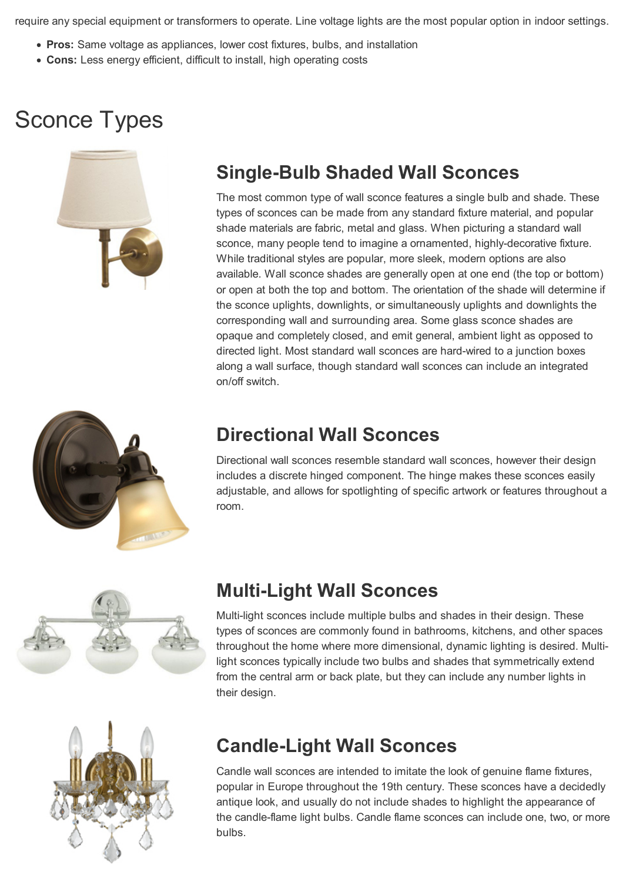require any special equipment or transformers to operate. Line voltage lights are the most popular option in indoor settings.

- **Pros:** Same voltage as appliances, lower cost fixtures, bulbs, and installation
- **Cons:** Less energy efficient, difficult to install, high operating costs

# Sconce Types

## Single-Bulb Shaded Wall Sconces

The most common type of wall sconce features a single bulb and shade. These types of sconces can be made from any standard fixture material, and popular shade materials are fabric, metal and glass. When picturing a standard wall sconce, many people tend to imagine a ornamented, highly-decorative fixture. While traditional styles are popular, more sleek, modern options are also available. Wall sconce shades are generally open at one end (the top or bottom) or open at both the top and bottom. The orientation of the shade will determine if the sconce uplights, downlights, or simultaneously uplights and downlights the corresponding wall and surrounding area. Some glass sconce shades are opaque and completely closed, and emit general, ambient light as opposed to directed light. Most standard wall sconces are hard-wired to a junction boxes along a wall surface, though standard wall sconces can include an integrated on/off switch.

## Directional Wall Sconces

Directional wall sconces resemble standard wall sconces, however their design includes a discrete hinged component. The hinge makes these sconces easily adjustable, and allows for spotlighting of specific artwork or features throughout a room.

## Multi-Light Wall Sconces

Multi-light sconces include multiple bulbs and shades in their design. These types of sconces are commonly found in bathrooms, kitchens, and other spaces throughout the home where more dimensional, dynamic lighting is desired. Multi-light sconces typically include two bulbs and shades that symmetrically extend from the central arm or back plate, but they can include any number lights in their design.

## Candle-Light Wall Sconces

Candle wall sconces are intended to imitate the look of genuine flame fixtures, popular in Europe throughout the 19th century. These sconces have a decidedly antique look, and usually do not include shades to highlight the appearance of the candle-flame light bulbs. Candle flame sconces can include one, two, or more bulbs.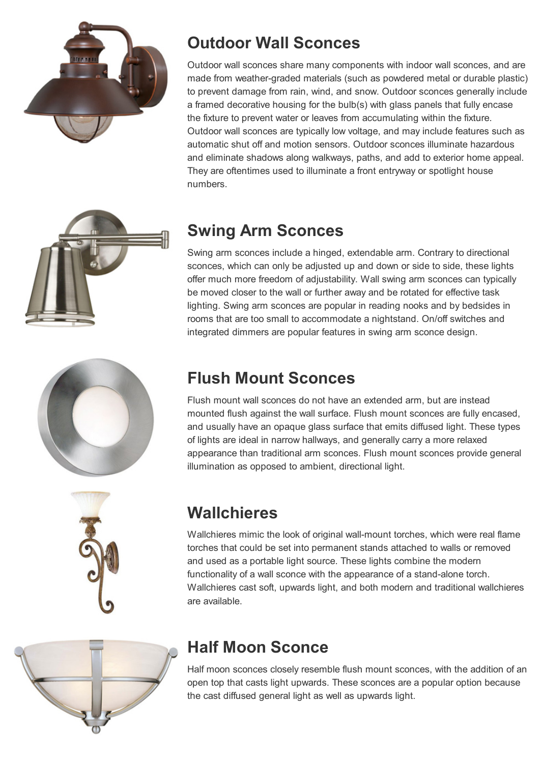## Outdoor Wall Sconces

Outdoor wall sconces share many components with indoor wall sconces, and are made from weather-graded materials (such as powdered metal or durable plastic) to prevent damage from rain, wind, and snow. Outdoor sconces generally include a framed decorative housing for the bulb(s) with glass panels that fully encase the fixture to prevent water or leaves from accumulating within the fixture. Outdoor wall sconces are typically low voltage, and may include features such as automatic shut off and motion sensors. Outdoor sconces illuminate hazardous and eliminate shadows along walkways, paths, and add to exterior home appeal. They are oftentimes used to illuminate a front entryway or spotlight house numbers.

## Swing Arm Sconces

Swing arm sconces include a hinged, extendable arm. Contrary to directional sconces, which can only be adjusted up and down or side to side, these lights offer much more freedom of adjustability. Wall swing arm sconces can typically be moved closer to the wall or further away and be rotated for effective task lighting. Swing arm sconces are popular in reading nooks and by bedsides in rooms that are too small to accommodate a nightstand. On/off switches and integrated dimmers are popular features in swing arm sconce design.

## Flush Mount Sconces

Flush mount wall sconces do not have an extended arm, but are instead mounted flush against the wall surface. Flush mount sconces are fully encased, and usually have an opaque glass surface that emits diffused light. These types of lights are ideal in narrow hallways, and generally carry a more relaxed appearance than traditional arm sconces. Flush mount sconces provide general illumination as opposed to ambient, directional light.

## Wallchieres

Wallchieres mimic the look of original wall-mount torches, which were real flame torches that could be set into permanent stands attached to walls or removed and used as a portable light source. These lights combine the modern functionality of a wall sconce with the appearance of a stand-alone torch. Wallchieres cast soft, upwards light, and both modern and traditional wallchieres are available.

## Half Moon Sconce

Half moon sconces closely resemble flush mount sconces, with the addition of an open top that casts light upwards. These sconces are a popular option because the cast diffused general light as well as upwards light.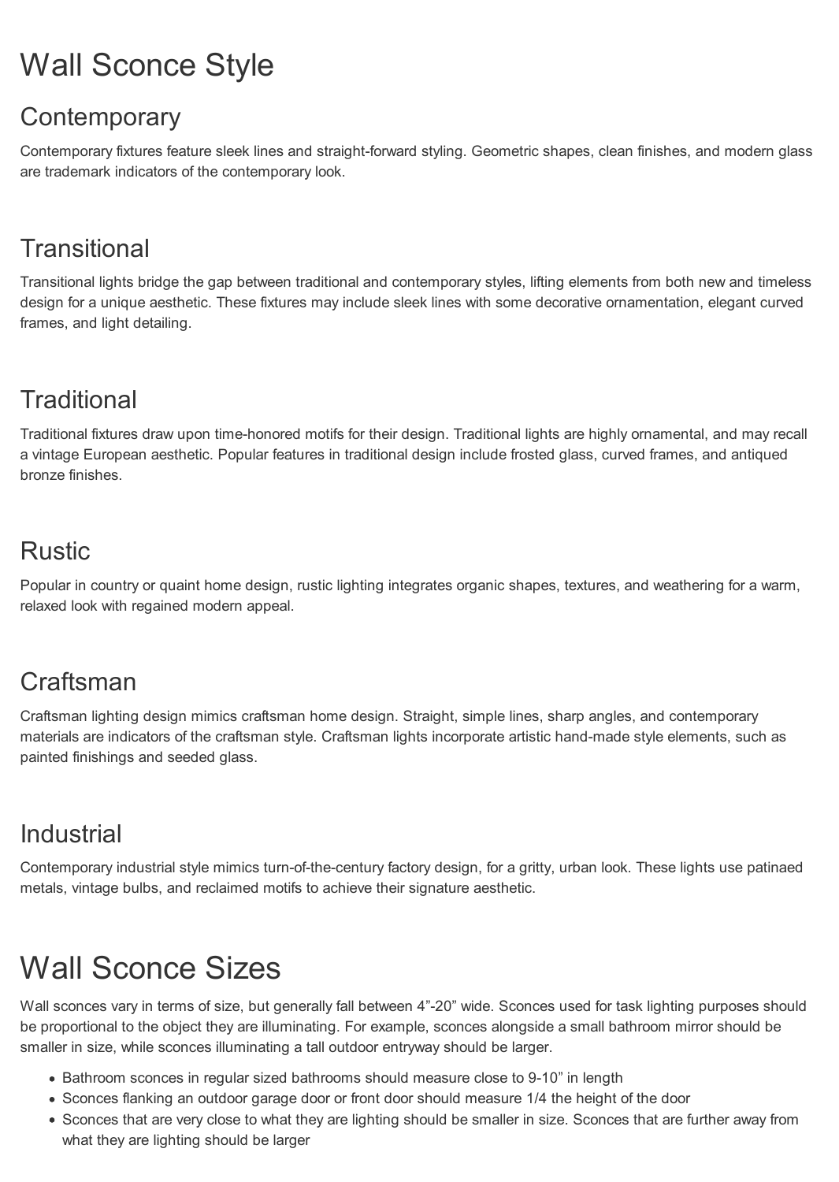# Wall Sconce Style

## Contemporary

Contemporary fixtures feature sleek lines and straight-forward styling. Geometric shapes, clean finishes, and modern glass are trademark indicators of the contemporary look.

## Transitional

Transitional lights bridge the gap between traditional and contemporary styles, lifting elements from both new and timeless design for a unique aesthetic. These fixtures may include sleek lines with some decorative ornamentation, elegant curved frames, and light detailing.

## Traditional

Traditional fixtures draw upon time-honored motifs for their design. Traditional lights are highly ornamental, and may recall a vintage European aesthetic. Popular features in traditional design include frosted glass, curved frames, and antiqued bronze finishes.

## Rustic

Popular in country or quaint home design, rustic lighting integrates organic shapes, textures, and weathering for a warm, relaxed look with regained modern appeal.

## Craftsman

Craftsman lighting design mimics craftsman home design. Straight, simple lines, sharp angles, and contemporary materials are indicators of the craftsman style. Craftsman lights incorporate artistic hand-made style elements, such as painted finishings and seeded glass.

## Industrial

Contemporary industrial style mimics turn-of-the-century factory design, for a gritty, urban look. These lights use patinaed metals, vintage bulbs, and reclaimed motifs to achieve their signature aesthetic.

# Wall Sconce Sizes

Wall sconces vary in terms of size, but generally fall between 4”-20” wide. Sconces used for task lighting purposes should be proportional to the object they are illuminating. For example, sconces alongside a small bathroom mirror should be smaller in size, while sconces illuminating a tall outdoor entryway should be larger.

- Bathroom sconces in regular sized bathrooms should measure close to 9-10” in length
- Sconces flanking an outdoor garage door or front door should measure 1/4 the height of the door
- Sconces that are very close to what they are lighting should be smaller in size. Sconces that are further away from what they are lighting should be larger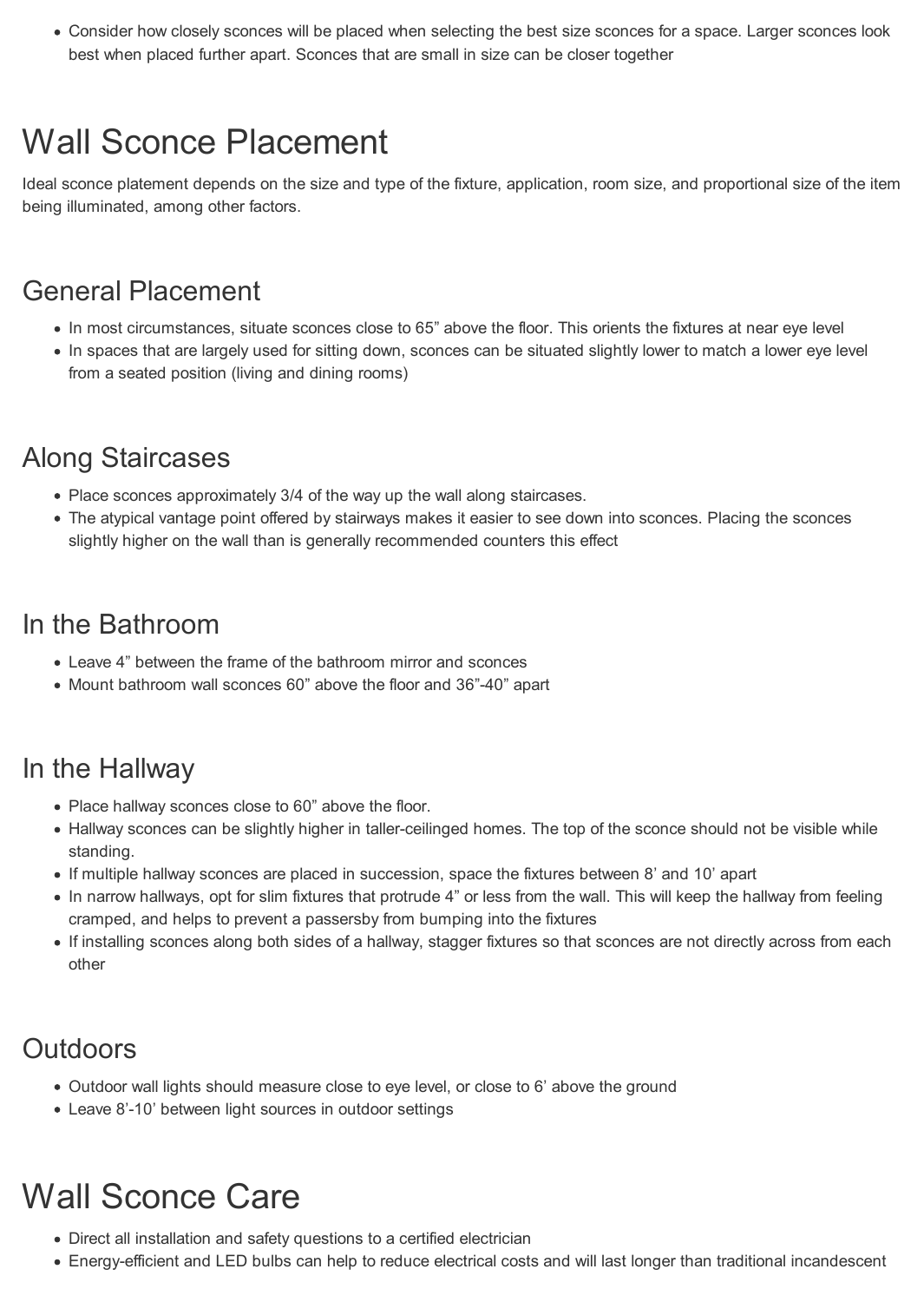- Consider how closely sconces will be placed when selecting the best size sconces for a space. Larger sconces look best when placed further apart. Sconces that are small in size can be closer together

# Wall Sconce Placement

Ideal sconce platement depends on the size and type of the fixture, application, room size, and proportional size of the item being illuminated, among other factors.

## General Placement

- In most circumstances, situate sconces close to 65” above the floor. This orients the fixtures at near eye level
- In spaces that are largely used for sitting down, sconces can be situated slightly lower to match a lower eye level from a seated position (living and dining rooms)

## Along Staircases

- Place sconces approximately 3/4 of the way up the wall along staircases.
- The atypical vantage point offered by stairways makes it easier to see down into sconces. Placing the sconces slightly higher on the wall than is generally recommended counters this effect

## In the Bathroom

- Leave 4” between the frame of the bathroom mirror and sconces
- Mount bathroom wall sconces 60” above the floor and 36”-40” apart

## In the Hallway

- Place hallway sconces close to 60” above the floor.
- Hallway sconces can be slightly higher in taller-ceilinged homes. The top of the sconce should not be visible while standing.
- If multiple hallway sconces are placed in succession, space the fixtures between 8’ and 10’ apart
- In narrow hallways, opt for slim fixtures that protrude 4” or less from the wall. This will keep the hallway from feeling cramped, and helps to prevent a passersby from bumping into the fixtures
- If installing sconces along both sides of a hallway, stagger fixtures so that sconces are not directly across from each other

## Outdoors

- Outdoor wall lights should measure close to eye level, or close to 6’ above the ground
- Leave 8’-10’ between light sources in outdoor settings

# Wall Sconce Care

- Direct all installation and safety questions to a certified electrician
- Energy-efficient and LED bulbs can help to reduce electrical costs and will last longer than traditional incandescent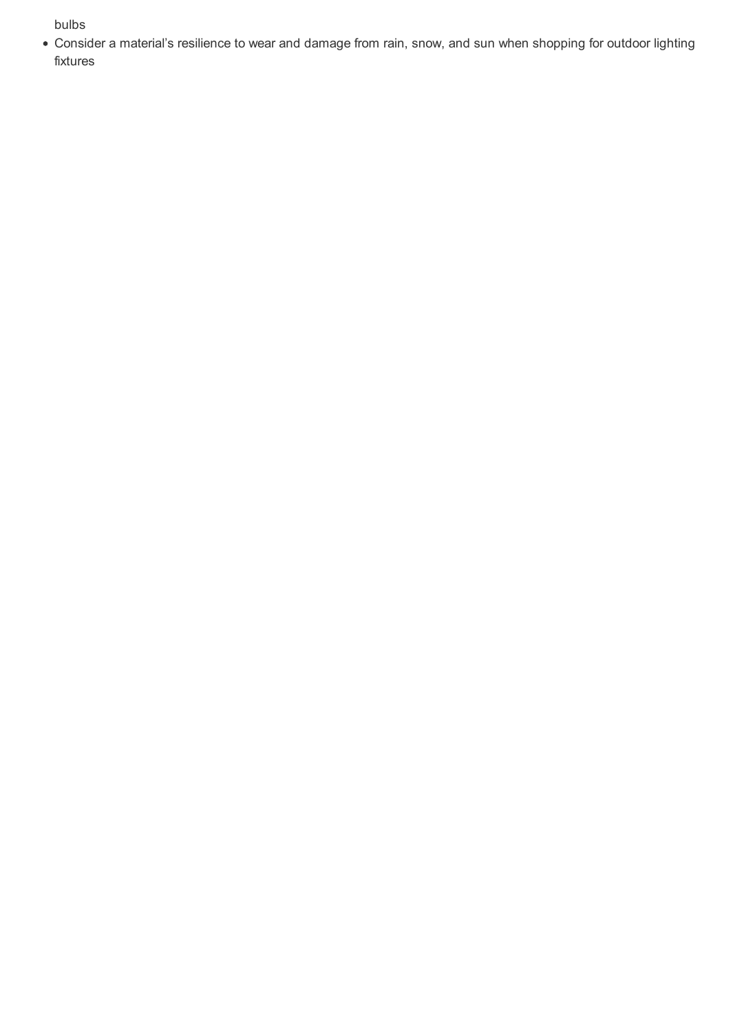bulbs

- Consider a material’s resilience to wear and damage from rain, snow, and sun when shopping for outdoor lighting fixtures